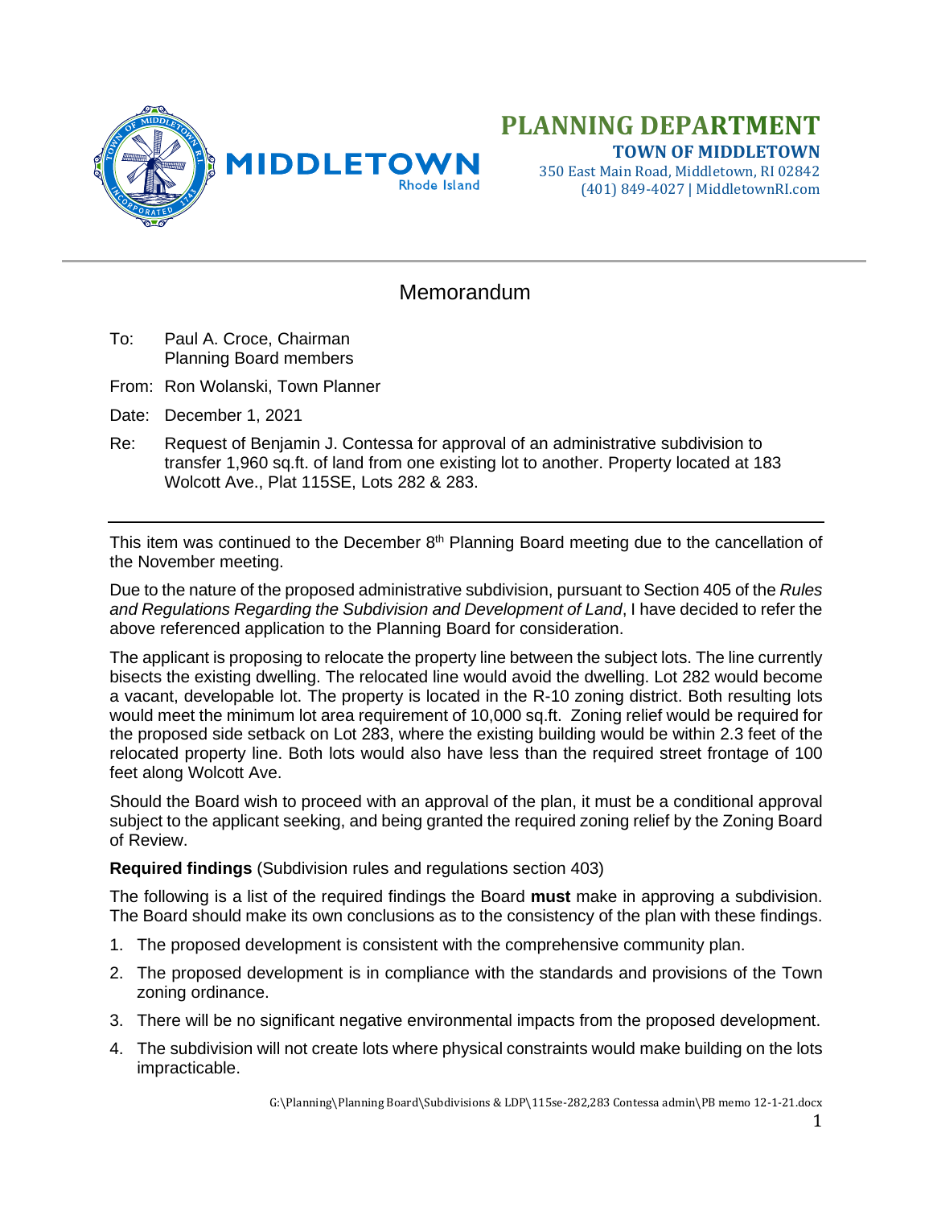# PLANNING DEPARTMENT

**TOWN OF MIDDLETOWN**

350 East Main Road, Middletown, RI 02842
(401) 849-4027 | MiddletownRI.com

## Memorandum

To: Paul A. Croce, Chairman
Planning Board members

From: Ron Wolanski, Town Planner

Date: December 1, 2021

Re: Request of Benjamin J. Contessa for approval of an administrative subdivision to transfer 1,960 sq.ft. of land from one existing lot to another. Property located at 183 Wolcott Ave., Plat 115SE, Lots 282 & 283.

---

This item was continued to the December 8th Planning Board meeting due to the cancellation of the November meeting.

Due to the nature of the proposed administrative subdivision, pursuant to Section 405 of the *Rules and Regulations Regarding the Subdivision and Development of Land*, I have decided to refer the above referenced application to the Planning Board for consideration.

The applicant is proposing to relocate the property line between the subject lots. The line currently bisects the existing dwelling. The relocated line would avoid the dwelling. Lot 282 would become a vacant, developable lot. The property is located in the R-10 zoning district. Both resulting lots would meet the minimum lot area requirement of 10,000 sq.ft. Zoning relief would be required for the proposed side setback on Lot 283, where the existing building would be within 2.3 feet of the relocated property line. Both lots would also have less than the required street frontage of 100 feet along Wolcott Ave.

Should the Board wish to proceed with an approval of the plan, it must be a conditional approval subject to the applicant seeking, and being granted the required zoning relief by the Zoning Board of Review.

**Required findings** (Subdivision rules and regulations section 403)

The following is a list of the required findings the Board **must** make in approving a subdivision. The Board should make its own conclusions as to the consistency of the plan with these findings.

1. The proposed development is consistent with the comprehensive community plan.
2. The proposed development is in compliance with the standards and provisions of the Town zoning ordinance.
3. There will be no significant negative environmental impacts from the proposed development.
4. The subdivision will not create lots where physical constraints would make building on the lots impracticable.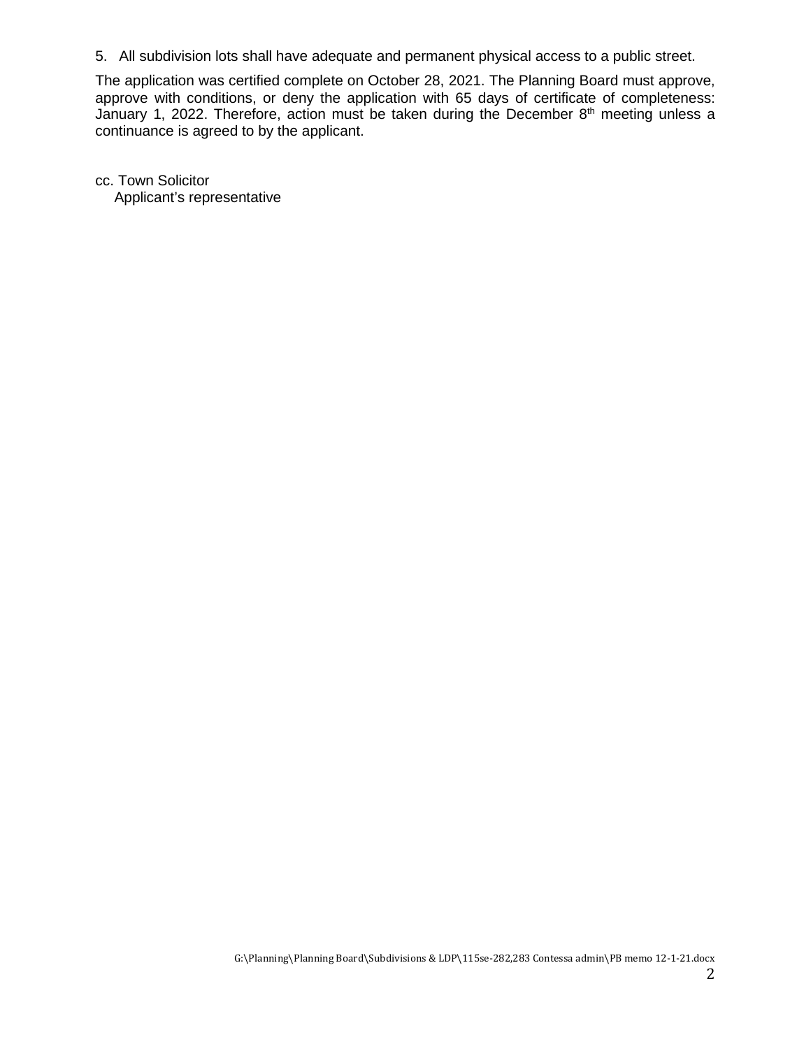5. All subdivision lots shall have adequate and permanent physical access to a public street.

The application was certified complete on October 28, 2021. The Planning Board must approve, approve with conditions, or deny the application with 65 days of certificate of completeness: January 1, 2022. Therefore, action must be taken during the December 8th meeting unless a continuance is agreed to by the applicant.

cc. Town Solicitor
    Applicant's representative

G:\Planning\Planning Board\Subdivisions & LDP\115se-282,283 Contessa admin\PB memo 12-1-21.docx